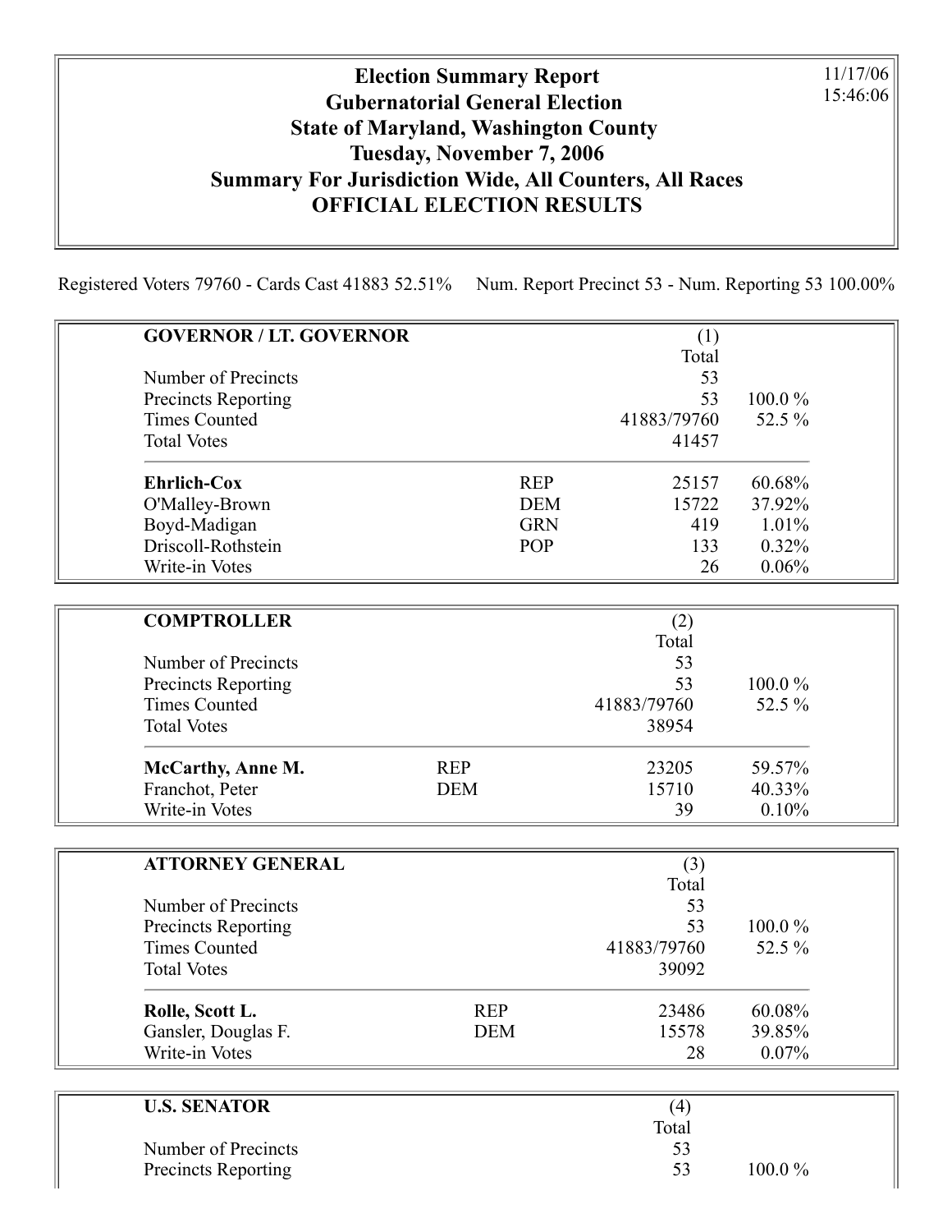# Election Summary Report
## Gubernatorial General Election
## State of Maryland, Washington County
## Tuesday, November 7, 2006
## Summary For Jurisdiction Wide, All Counters, All Races
## OFFICIAL ELECTION RESULTS

11/17/06
15:46:06

Registered Voters 79760 - Cards Cast 41883 52.51%     Num. Report Precinct 53 - Num. Reporting 53 100.00%

| **GOVERNOR / LT. GOVERNOR** | | (1) Total | |
|---|---|---|---|
| Number of Precincts | | 53 | |
| Precincts Reporting | | 53 | 100.0 % |
| Times Counted | | 41883/79760 | 52.5 % |
| Total Votes | | 41457 | |
| **Ehrlich-Cox** | REP | 25157 | 60.68% |
| O'Malley-Brown | DEM | 15722 | 37.92% |
| Boyd-Madigan | GRN | 419 | 1.01% |
| Driscoll-Rothstein | POP | 133 | 0.32% |
| Write-in Votes | | 26 | 0.06% |

| **COMPTROLLER** | | (2) Total | |
|---|---|---|---|
| Number of Precincts | | 53 | |
| Precincts Reporting | | 53 | 100.0 % |
| Times Counted | | 41883/79760 | 52.5 % |
| Total Votes | | 38954 | |
| **McCarthy, Anne M.** | REP | 23205 | 59.57% |
| Franchot, Peter | DEM | 15710 | 40.33% |
| Write-in Votes | | 39 | 0.10% |

| **ATTORNEY GENERAL** | | (3) Total | |
|---|---|---|---|
| Number of Precincts | | 53 | |
| Precincts Reporting | | 53 | 100.0 % |
| Times Counted | | 41883/79760 | 52.5 % |
| Total Votes | | 39092 | |
| **Rolle, Scott L.** | REP | 23486 | 60.08% |
| Gansler, Douglas F. | DEM | 15578 | 39.85% |
| Write-in Votes | | 28 | 0.07% |

| **U.S. SENATOR** | | (4) Total | |
|---|---|---|---|
| Number of Precincts | | 53 | |
| Precincts Reporting | | 53 | 100.0 % |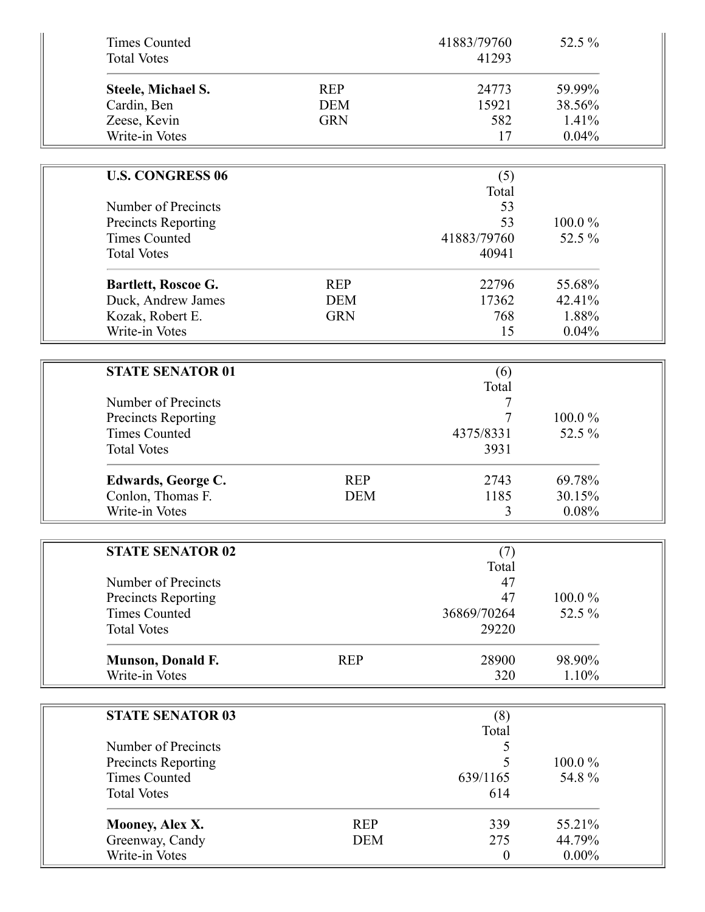| | | | |
|---|---|---|---|
| Times Counted | | 41883/79760 | 52.5 % |
| Total Votes | | 41293 | |
| **Steele, Michael S.** | REP | 24773 | 59.99% |
| Cardin, Ben | DEM | 15921 | 38.56% |
| Zeese, Kevin | GRN | 582 | 1.41% |
| Write-in Votes | | 17 | 0.04% |

| **U.S. CONGRESS 06** | | (5) | |
|---|---|---|---|
| | | Total | |
| Number of Precincts | | 53 | |
| Precincts Reporting | | 53 | 100.0 % |
| Times Counted | | 41883/79760 | 52.5 % |
| Total Votes | | 40941 | |
| **Bartlett, Roscoe G.** | REP | 22796 | 55.68% |
| Duck, Andrew James | DEM | 17362 | 42.41% |
| Kozak, Robert E. | GRN | 768 | 1.88% |
| Write-in Votes | | 15 | 0.04% |

| **STATE SENATOR 01** | | (6) | |
|---|---|---|---|
| | | Total | |
| Number of Precincts | | 7 | |
| Precincts Reporting | | 7 | 100.0 % |
| Times Counted | | 4375/8331 | 52.5 % |
| Total Votes | | 3931 | |
| **Edwards, George C.** | REP | 2743 | 69.78% |
| Conlon, Thomas F. | DEM | 1185 | 30.15% |
| Write-in Votes | | 3 | 0.08% |

| **STATE SENATOR 02** | | (7) | |
|---|---|---|---|
| | | Total | |
| Number of Precincts | | 47 | |
| Precincts Reporting | | 47 | 100.0 % |
| Times Counted | | 36869/70264 | 52.5 % |
| Total Votes | | 29220 | |
| **Munson, Donald F.** | REP | 28900 | 98.90% |
| Write-in Votes | | 320 | 1.10% |

| **STATE SENATOR 03** | | (8) | |
|---|---|---|---|
| | | Total | |
| Number of Precincts | | 5 | |
| Precincts Reporting | | 5 | 100.0 % |
| Times Counted | | 639/1165 | 54.8 % |
| Total Votes | | 614 | |
| **Mooney, Alex X.** | REP | 339 | 55.21% |
| Greenway, Candy | DEM | 275 | 44.79% |
| Write-in Votes | | 0 | 0.00% |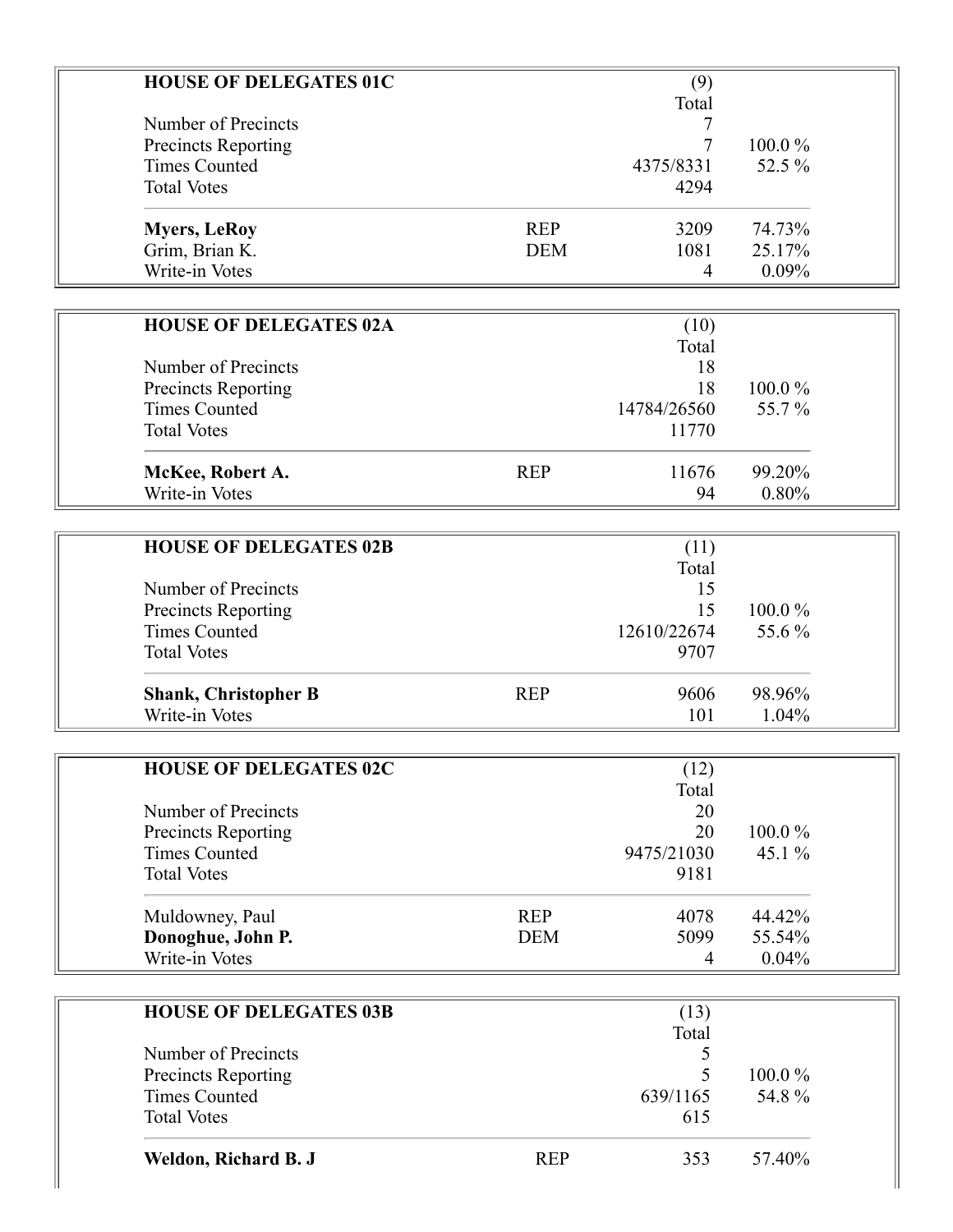## HOUSE OF DELEGATES 01C

| | | (9) Total | |
|---|---|---|---|
| Number of Precincts | | 7 | |
| Precincts Reporting | | 7 | 100.0 % |
| Times Counted | | 4375/8331 | 52.5 % |
| Total Votes | | 4294 | |
| **Myers, LeRoy** | REP | 3209 | 74.73% |
| Grim, Brian K. | DEM | 1081 | 25.17% |
| Write-in Votes | | 4 | 0.09% |

## HOUSE OF DELEGATES 02A

| | | (10) Total | |
|---|---|---|---|
| Number of Precincts | | 18 | |
| Precincts Reporting | | 18 | 100.0 % |
| Times Counted | | 14784/26560 | 55.7 % |
| Total Votes | | 11770 | |
| **McKee, Robert A.** | REP | 11676 | 99.20% |
| Write-in Votes | | 94 | 0.80% |

## HOUSE OF DELEGATES 02B

| | | (11) Total | |
|---|---|---|---|
| Number of Precincts | | 15 | |
| Precincts Reporting | | 15 | 100.0 % |
| Times Counted | | 12610/22674 | 55.6 % |
| Total Votes | | 9707 | |
| **Shank, Christopher B** | REP | 9606 | 98.96% |
| Write-in Votes | | 101 | 1.04% |

## HOUSE OF DELEGATES 02C

| | | (12) Total | |
|---|---|---|---|
| Number of Precincts | | 20 | |
| Precincts Reporting | | 20 | 100.0 % |
| Times Counted | | 9475/21030 | 45.1 % |
| Total Votes | | 9181 | |
| Muldowney, Paul | REP | 4078 | 44.42% |
| **Donoghue, John P.** | DEM | 5099 | 55.54% |
| Write-in Votes | | 4 | 0.04% |

## HOUSE OF DELEGATES 03B

| | | (13) Total | |
|---|---|---|---|
| Number of Precincts | | 5 | |
| Precincts Reporting | | 5 | 100.0 % |
| Times Counted | | 639/1165 | 54.8 % |
| Total Votes | | 615 | |
| **Weldon, Richard B. J** | REP | 353 | 57.40% |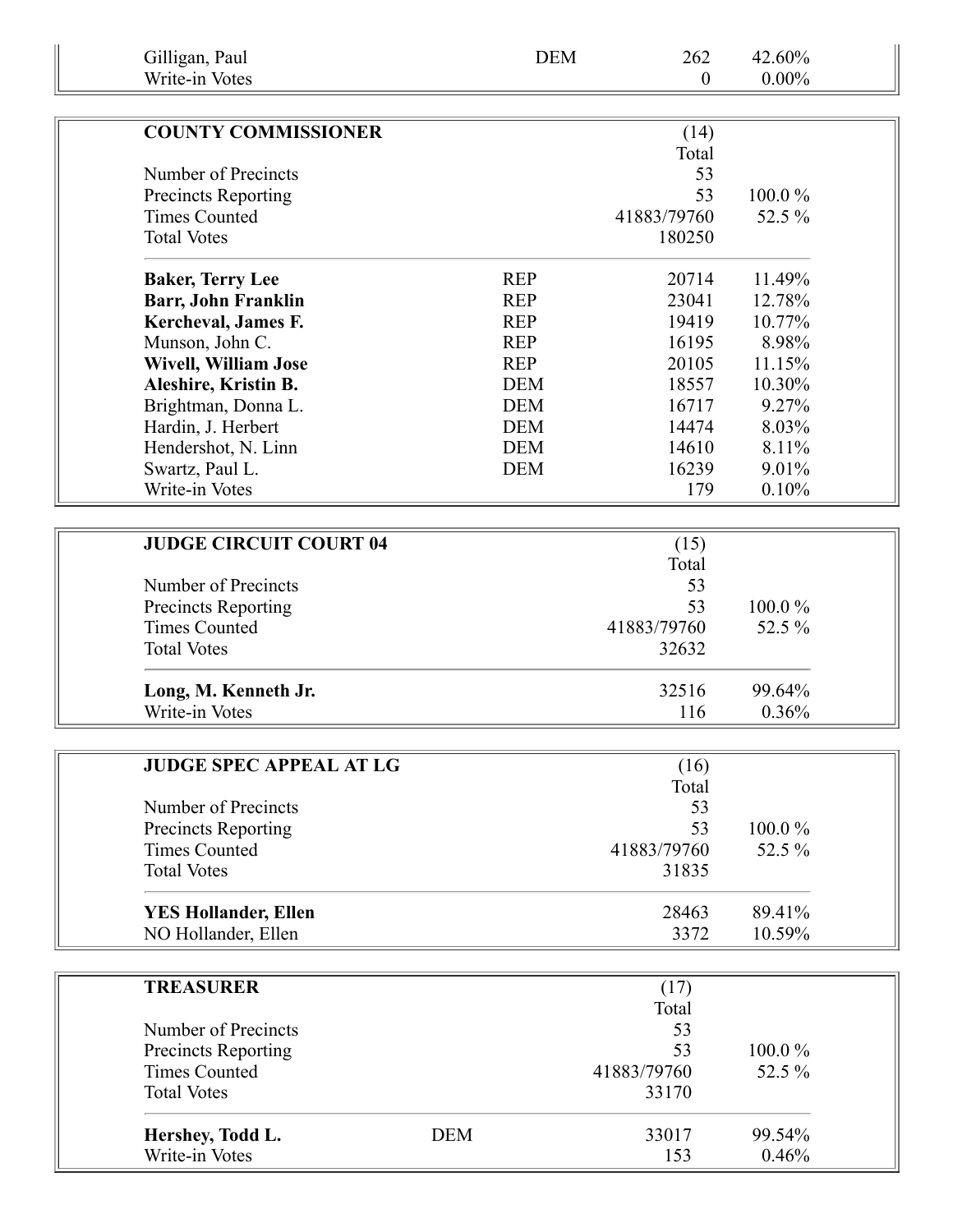| | | | |
|---|---|---|---|
| Gilligan, Paul | DEM | 262 | 42.60% |
| Write-in Votes | | 0 | 0.00% |

| **COUNTY COMMISSIONER** | | (14) Total | |
|---|---|---|---|
| Number of Precincts | | 53 | |
| Precincts Reporting | | 53 | 100.0 % |
| Times Counted | | 41883/79760 | 52.5 % |
| Total Votes | | 180250 | |
| **Baker, Terry Lee** | REP | 20714 | 11.49% |
| **Barr, John Franklin** | REP | 23041 | 12.78% |
| **Kercheval, James F.** | REP | 19419 | 10.77% |
| Munson, John C. | REP | 16195 | 8.98% |
| **Wivell, William Jose** | REP | 20105 | 11.15% |
| **Aleshire, Kristin B.** | DEM | 18557 | 10.30% |
| Brightman, Donna L. | DEM | 16717 | 9.27% |
| Hardin, J. Herbert | DEM | 14474 | 8.03% |
| Hendershot, N. Linn | DEM | 14610 | 8.11% |
| Swartz, Paul L. | DEM | 16239 | 9.01% |
| Write-in Votes | | 179 | 0.10% |

| **JUDGE CIRCUIT COURT 04** | (15) Total | |
|---|---|---|
| Number of Precincts | 53 | |
| Precincts Reporting | 53 | 100.0 % |
| Times Counted | 41883/79760 | 52.5 % |
| Total Votes | 32632 | |
| **Long, M. Kenneth Jr.** | 32516 | 99.64% |
| Write-in Votes | 116 | 0.36% |

| **JUDGE SPEC APPEAL AT LG** | (16) Total | |
|---|---|---|
| Number of Precincts | 53 | |
| Precincts Reporting | 53 | 100.0 % |
| Times Counted | 41883/79760 | 52.5 % |
| Total Votes | 31835 | |
| **YES Hollander, Ellen** | 28463 | 89.41% |
| NO Hollander, Ellen | 3372 | 10.59% |

| **TREASURER** | | (17) Total | |
|---|---|---|---|
| Number of Precincts | | 53 | |
| Precincts Reporting | | 53 | 100.0 % |
| Times Counted | | 41883/79760 | 52.5 % |
| Total Votes | | 33170 | |
| **Hershey, Todd L.** | DEM | 33017 | 99.54% |
| Write-in Votes | | 153 | 0.46% |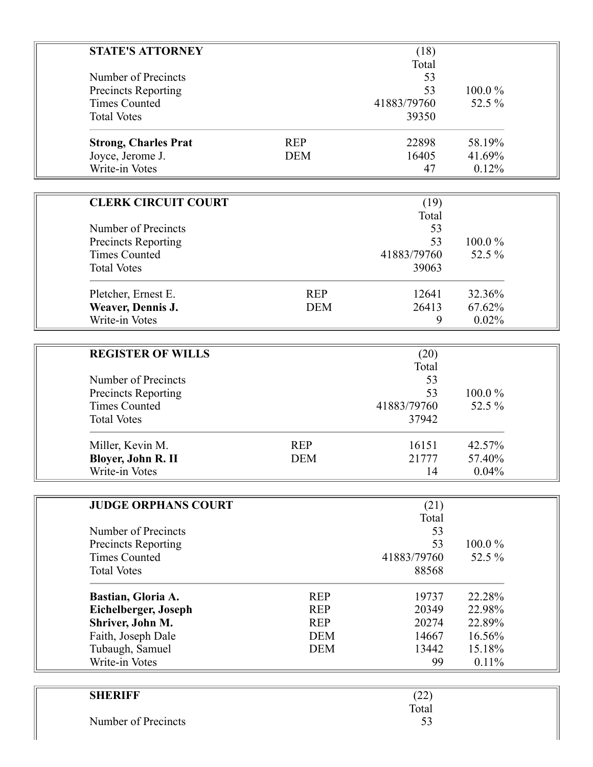| **STATE'S ATTORNEY** | | (18) | |
|---|---|---|---|
| | | Total | |
| Number of Precincts | | 53 | |
| Precincts Reporting | | 53 | 100.0 % |
| Times Counted | | 41883/79760 | 52.5 % |
| Total Votes | | 39350 | |
| **Strong, Charles Prat** | REP | 22898 | 58.19% |
| Joyce, Jerome J. | DEM | 16405 | 41.69% |
| Write-in Votes | | 47 | 0.12% |

| **CLERK CIRCUIT COURT** | | (19) | |
|---|---|---|---|
| | | Total | |
| Number of Precincts | | 53 | |
| Precincts Reporting | | 53 | 100.0 % |
| Times Counted | | 41883/79760 | 52.5 % |
| Total Votes | | 39063 | |
| Pletcher, Ernest E. | REP | 12641 | 32.36% |
| **Weaver, Dennis J.** | DEM | 26413 | 67.62% |
| Write-in Votes | | 9 | 0.02% |

| **REGISTER OF WILLS** | | (20) | |
|---|---|---|---|
| | | Total | |
| Number of Precincts | | 53 | |
| Precincts Reporting | | 53 | 100.0 % |
| Times Counted | | 41883/79760 | 52.5 % |
| Total Votes | | 37942 | |
| Miller, Kevin M. | REP | 16151 | 42.57% |
| **Bloyer, John R. II** | DEM | 21777 | 57.40% |
| Write-in Votes | | 14 | 0.04% |

| **JUDGE ORPHANS COURT** | | (21) | |
|---|---|---|---|
| | | Total | |
| Number of Precincts | | 53 | |
| Precincts Reporting | | 53 | 100.0 % |
| Times Counted | | 41883/79760 | 52.5 % |
| Total Votes | | 88568 | |
| **Bastian, Gloria A.** | REP | 19737 | 22.28% |
| **Eichelberger, Joseph** | REP | 20349 | 22.98% |
| **Shriver, John M.** | REP | 20274 | 22.89% |
| Faith, Joseph Dale | DEM | 14667 | 16.56% |
| Tubaugh, Samuel | DEM | 13442 | 15.18% |
| Write-in Votes | | 99 | 0.11% |

| **SHERIFF** | | (22) | |
|---|---|---|---|
| | | Total | |
| Number of Precincts | | 53 | |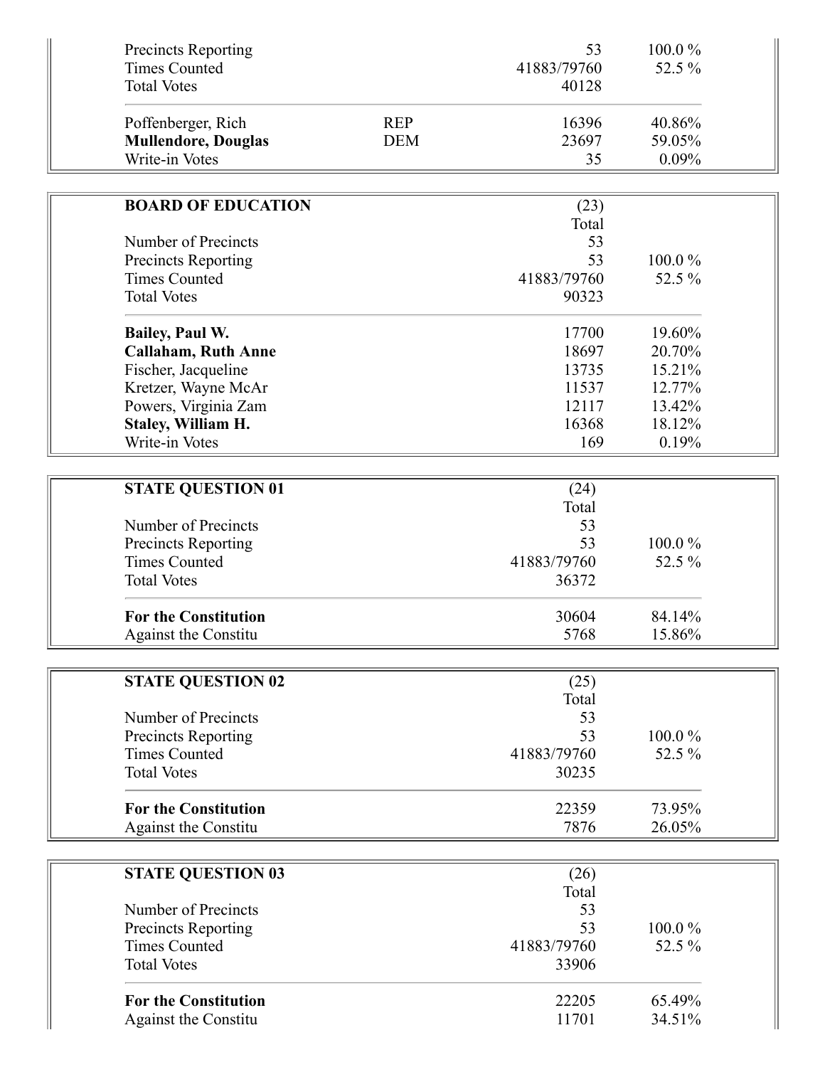| | | | |
|---|---|---|---|
| Precincts Reporting | | 53 | 100.0 % |
| Times Counted | | 41883/79760 | 52.5 % |
| Total Votes | | 40128 | |
| Poffenberger, Rich | REP | 16396 | 40.86% |
| **Mullendore, Douglas** | DEM | 23697 | 59.05% |
| Write-in Votes | | 35 | 0.09% |

| **BOARD OF EDUCATION** | (23) Total | |
|---|---|---|
| Number of Precincts | 53 | |
| Precincts Reporting | 53 | 100.0 % |
| Times Counted | 41883/79760 | 52.5 % |
| Total Votes | 90323 | |
| **Bailey, Paul W.** | 17700 | 19.60% |
| **Callaham, Ruth Anne** | 18697 | 20.70% |
| Fischer, Jacqueline | 13735 | 15.21% |
| Kretzer, Wayne McAr | 11537 | 12.77% |
| Powers, Virginia Zam | 12117 | 13.42% |
| **Staley, William H.** | 16368 | 18.12% |
| Write-in Votes | 169 | 0.19% |

| **STATE QUESTION 01** | (24) Total | |
|---|---|---|
| Number of Precincts | 53 | |
| Precincts Reporting | 53 | 100.0 % |
| Times Counted | 41883/79760 | 52.5 % |
| Total Votes | 36372 | |
| **For the Constitution** | 30604 | 84.14% |
| Against the Constitu | 5768 | 15.86% |

| **STATE QUESTION 02** | (25) Total | |
|---|---|---|
| Number of Precincts | 53 | |
| Precincts Reporting | 53 | 100.0 % |
| Times Counted | 41883/79760 | 52.5 % |
| Total Votes | 30235 | |
| **For the Constitution** | 22359 | 73.95% |
| Against the Constitu | 7876 | 26.05% |

| **STATE QUESTION 03** | (26) Total | |
|---|---|---|
| Number of Precincts | 53 | |
| Precincts Reporting | 53 | 100.0 % |
| Times Counted | 41883/79760 | 52.5 % |
| Total Votes | 33906 | |
| **For the Constitution** | 22205 | 65.49% |
| Against the Constitu | 11701 | 34.51% |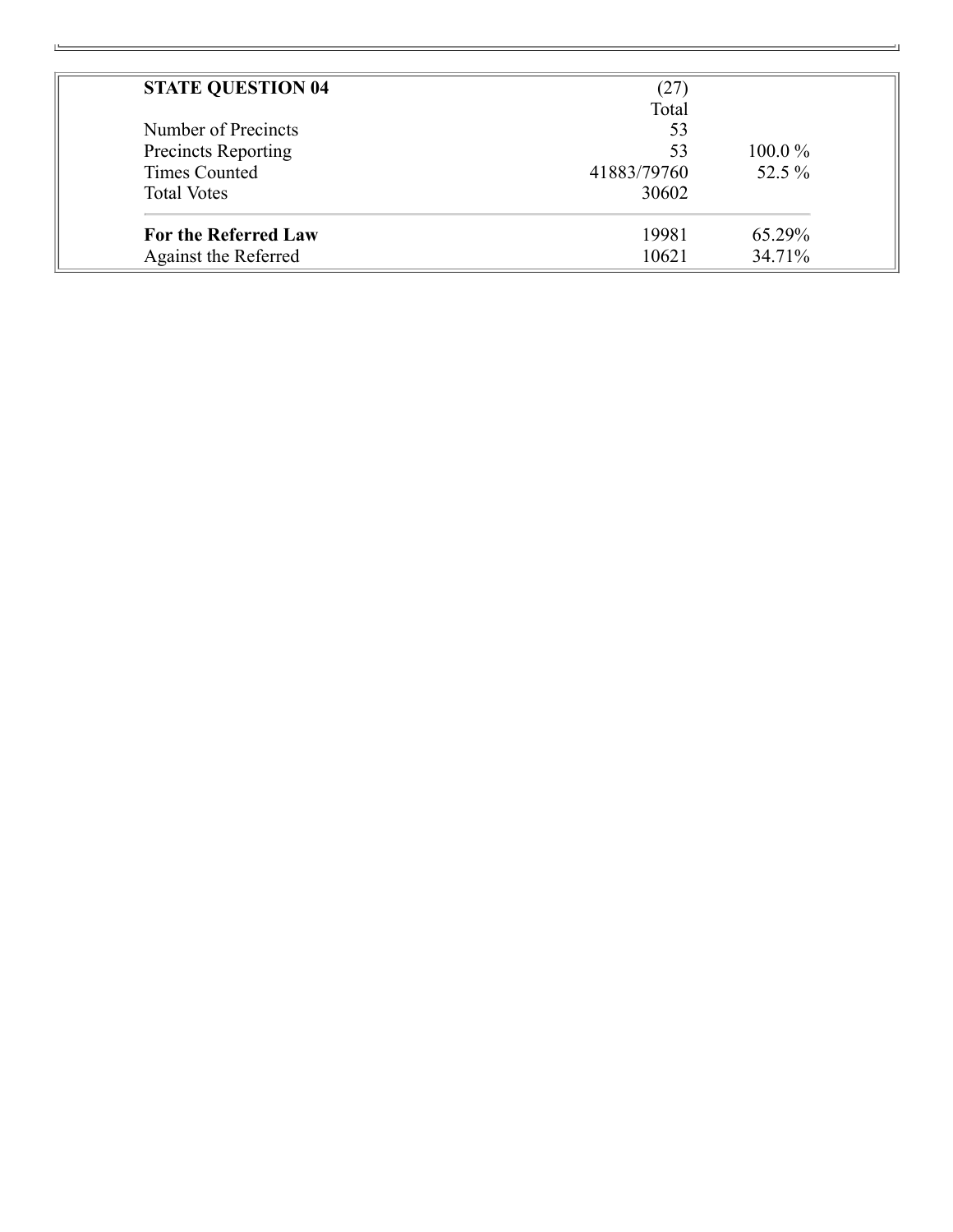| **STATE QUESTION 04** | (27) | |
| --- | --- | --- |
| | Total | |
| Number of Precincts | 53 | |
| Precincts Reporting | 53 | 100.0 % |
| Times Counted | 41883/79760 | 52.5 % |
| Total Votes | 30602 | |
| **For the Referred Law** | 19981 | 65.29% |
| Against the Referred | 10621 | 34.71% |